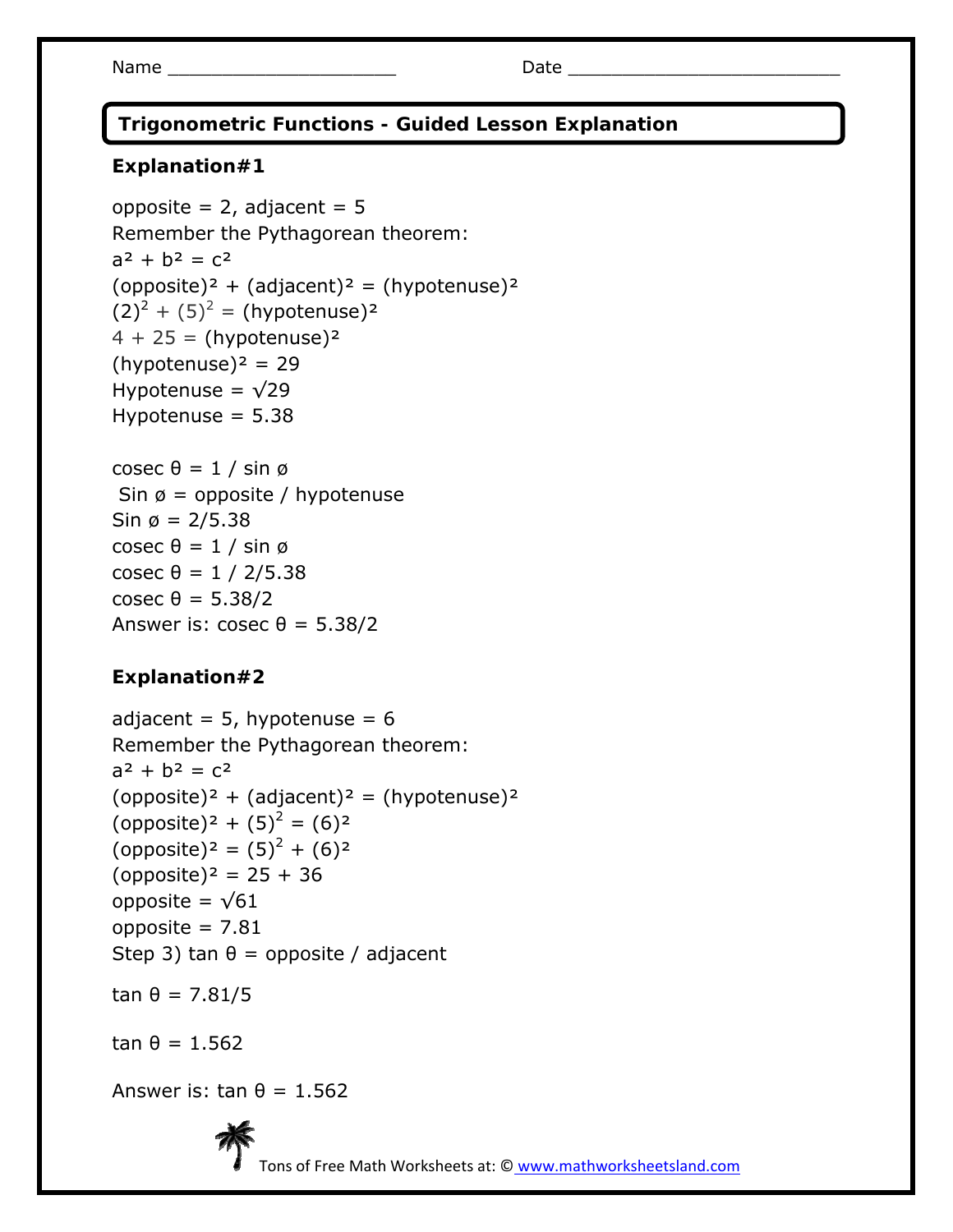Name _______________________ Date ___________________________

## Trigonometric Functions - Guided Lesson Explanation

### Explanation#1

opposite = 2, adjacent = 5

Remember the Pythagorean theorem:

$a^2 + b^2 = c^2$

$(\text{opposite})^2 + (\text{adjacent})^2 = (\text{hypotenuse})^2$

$(2)^2 + (5)^2 = (\text{hypotenuse})^2$

$4 + 25 = (\text{hypotenuse})^2$

$(\text{hypotenuse})^2 = 29$

Hypotenuse = $\sqrt{29}$

Hypotenuse = 5.38

cosec $\theta$ = 1 / sin ø

Sin ø = opposite / hypotenuse

Sin ø = 2/5.38

cosec $\theta$ = 1 / sin ø

cosec $\theta$ = 1 / 2/5.38

cosec $\theta$ = 5.38/2

Answer is: cosec $\theta$ = 5.38/2

### Explanation#2

adjacent = 5, hypotenuse = 6

Remember the Pythagorean theorem:

$a^2 + b^2 = c^2$

$(\text{opposite})^2 + (\text{adjacent})^2 = (\text{hypotenuse})^2$

$(\text{opposite})^2 + (5)^2 = (6)^2$

$(\text{opposite})^2 = (5)^2 + (6)^2$

$(\text{opposite})^2 = 25 + 36$

opposite = $\sqrt{61}$

opposite = 7.81

Step 3) tan $\theta$ = opposite / adjacent

tan $\theta$ = 7.81/5

tan $\theta$ = 1.562

Answer is: tan $\theta$ = 1.562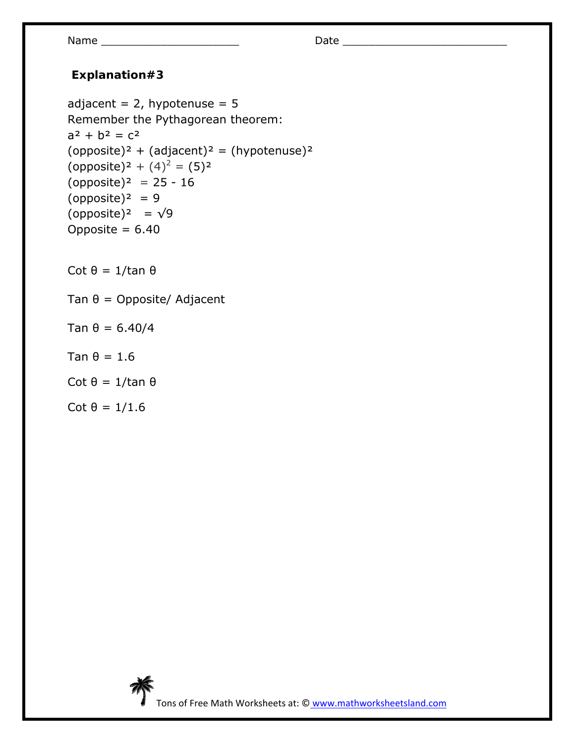**Explanation#3**

adjacent = 2, hypotenuse = 5

Remember the Pythagorean theorem:

$a^2 + b^2 = c^2$

$(\text{opposite})^2 + (\text{adjacent})^2 = (\text{hypotenuse})^2$

$(\text{opposite})^2 + (4)^2 = (5)^2$

$(\text{opposite})^2 = 25 - 16$

$(\text{opposite})^2 = 9$

$(\text{opposite})^2 = \sqrt{9}$

Opposite = 6.40

Cot θ = 1/tan θ

Tan θ = Opposite/ Adjacent

Tan θ = 6.40/4

Tan θ = 1.6

Cot θ = 1/tan θ

Cot θ = 1/1.6